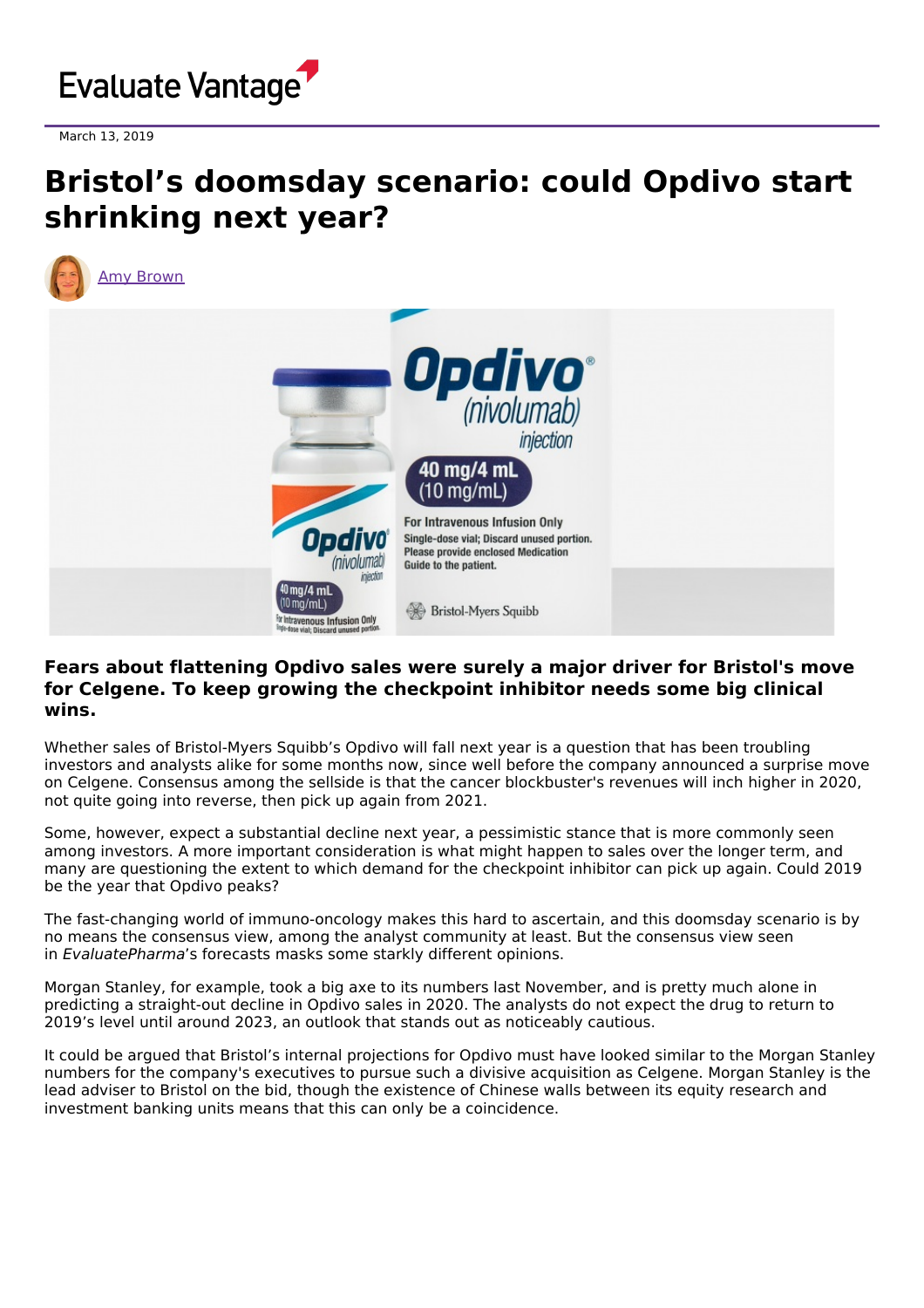Evaluate Vantage

March 13, 2019

# Bristol's doomsday scenario: could Opdivo start shrinking next year?

Amy Brown

**Fears about flattening Opdivo sales were surely a major driver for Bristol's move for Celgene. To keep growing the checkpoint inhibitor needs some big clinical wins.**

Whether sales of Bristol-Myers Squibb's Opdivo will fall next year is a question that has been troubling investors and analysts alike for some months now, since well before the company announced a surprise move on Celgene. Consensus among the sellside is that the cancer blockbuster's revenues will inch higher in 2020, not quite going into reverse, then pick up again from 2021.

Some, however, expect a substantial decline next year, a pessimistic stance that is more commonly seen among investors. A more important consideration is what might happen to sales over the longer term, and many are questioning the extent to which demand for the checkpoint inhibitor can pick up again. Could 2019 be the year that Opdivo peaks?

The fast-changing world of immuno-oncology makes this hard to ascertain, and this doomsday scenario is by no means the consensus view, among the analyst community at least. But the consensus view seen in *EvaluatePharma*'s forecasts masks some starkly different opinions.

Morgan Stanley, for example, took a big axe to its numbers last November, and is pretty much alone in predicting a straight-out decline in Opdivo sales in 2020. The analysts do not expect the drug to return to 2019's level until around 2023, an outlook that stands out as noticeably cautious.

It could be argued that Bristol's internal projections for Opdivo must have looked similar to the Morgan Stanley numbers for the company's executives to pursue such a divisive acquisition as Celgene. Morgan Stanley is the lead adviser to Bristol on the bid, though the existence of Chinese walls between its equity research and investment banking units means that this can only be a coincidence.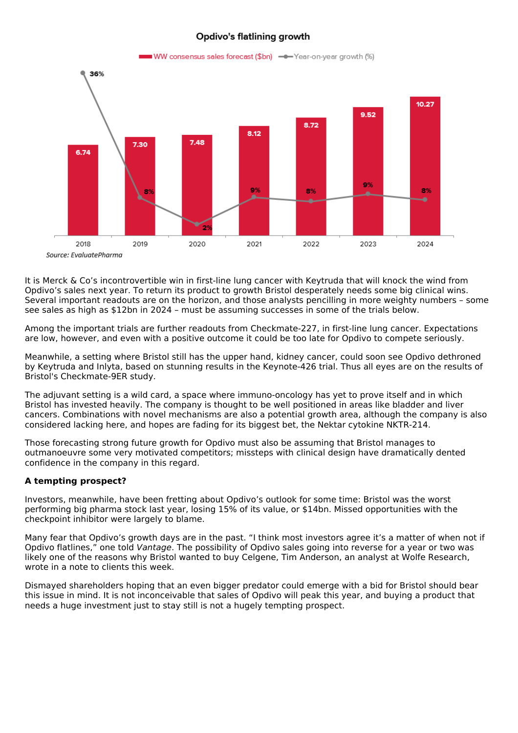### Opdivo's flatlining growth

| Year | WW consensus sales forecast ($bn) | Year-on-year growth (%) |
|---|---|---|
| 2018 | 6.74 | 36% |
| 2019 | 7.30 | 8% |
| 2020 | 7.48 | 2% |
| 2021 | 8.12 | 9% |
| 2022 | 8.72 | 8% |
| 2023 | 9.52 | 9% |
| 2024 | 10.27 | 8% |

*Source: EvaluatePharma*

It is Merck & Co's incontrovertible win in first-line lung cancer with Keytruda that will knock the wind from Opdivo's sales next year. To return its product to growth Bristol desperately needs some big clinical wins. Several important readouts are on the horizon, and those analysts pencilling in more weighty numbers – some see sales as high as $12bn in 2024 – must be assuming successes in some of the trials below.

Among the important trials are further readouts from Checkmate-227, in first-line lung cancer. Expectations are low, however, and even with a positive outcome it could be too late for Opdivo to compete seriously.

Meanwhile, a setting where Bristol still has the upper hand, kidney cancer, could soon see Opdivo dethroned by Keytruda and Inlyta, based on stunning results in the Keynote-426 trial. Thus all eyes are on the results of Bristol's Checkmate-9ER study.

The adjuvant setting is a wild card, a space where immuno-oncology has yet to prove itself and in which Bristol has invested heavily. The company is thought to be well positioned in areas like bladder and liver cancers. Combinations with novel mechanisms are also a potential growth area, although the company is also considered lacking here, and hopes are fading for its biggest bet, the Nektar cytokine NKTR-214.

Those forecasting strong future growth for Opdivo must also be assuming that Bristol manages to outmanoeuvre some very motivated competitors; missteps with clinical design have dramatically dented confidence in the company in this regard.

**A tempting prospect?**

Investors, meanwhile, have been fretting about Opdivo's outlook for some time: Bristol was the worst performing big pharma stock last year, losing 15% of its value, or $14bn. Missed opportunities with the checkpoint inhibitor were largely to blame.

Many fear that Opdivo's growth days are in the past. "I think most investors agree it's a matter of when not if Opdivo flatlines," one told *Vantage*. The possibility of Opdivo sales going into reverse for a year or two was likely one of the reasons why Bristol wanted to buy Celgene, Tim Anderson, an analyst at Wolfe Research, wrote in a note to clients this week.

Dismayed shareholders hoping that an even bigger predator could emerge with a bid for Bristol should bear this issue in mind. It is not inconceivable that sales of Opdivo will peak this year, and buying a product that needs a huge investment just to stay still is not a hugely tempting prospect.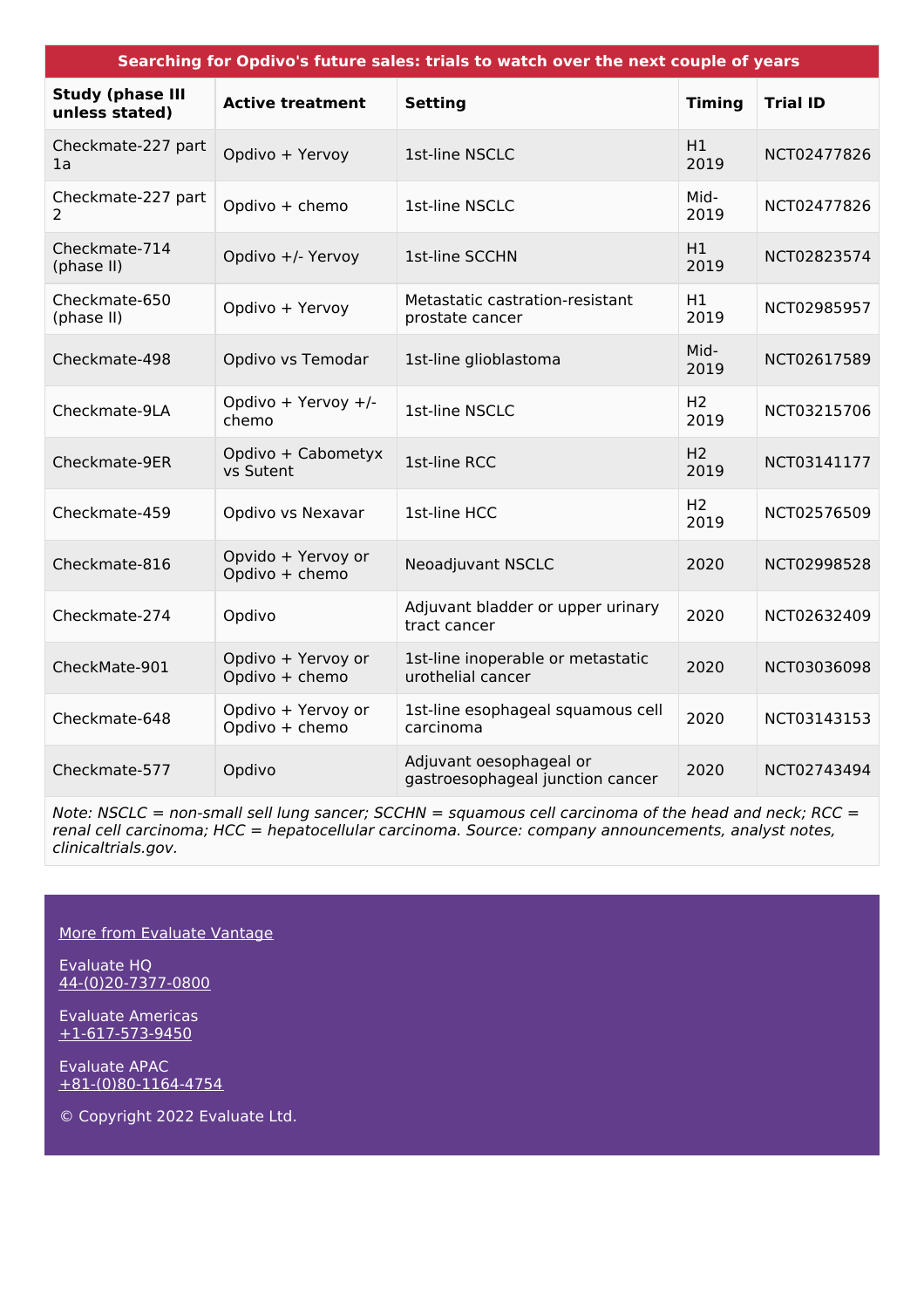| Searching for Opdivo's future sales: trials to watch over the next couple of years | | | | |
|---|---|---|---|---|
| **Study (phase III unless stated)** | **Active treatment** | **Setting** | **Timing** | **Trial ID** |
| Checkmate-227 part 1a | Opdivo + Yervoy | 1st-line NSCLC | H1 2019 | NCT02477826 |
| Checkmate-227 part 2 | Opdivo + chemo | 1st-line NSCLC | Mid-2019 | NCT02477826 |
| Checkmate-714 (phase II) | Opdivo +/- Yervoy | 1st-line SCCHN | H1 2019 | NCT02823574 |
| Checkmate-650 (phase II) | Opdivo + Yervoy | Metastatic castration-resistant prostate cancer | H1 2019 | NCT02985957 |
| Checkmate-498 | Opdivo vs Temodar | 1st-line glioblastoma | Mid-2019 | NCT02617589 |
| Checkmate-9LA | Opdivo + Yervoy +/- chemo | 1st-line NSCLC | H2 2019 | NCT03215706 |
| Checkmate-9ER | Opdivo + Cabometyx vs Sutent | 1st-line RCC | H2 2019 | NCT03141177 |
| Checkmate-459 | Opdivo vs Nexavar | 1st-line HCC | H2 2019 | NCT02576509 |
| Checkmate-816 | Opvido + Yervoy or Opdivo + chemo | Neoadjuvant NSCLC | 2020 | NCT02998528 |
| Checkmate-274 | Opdivo | Adjuvant bladder or upper urinary tract cancer | 2020 | NCT02632409 |
| CheckMate-901 | Opdivo + Yervoy or Opdivo + chemo | 1st-line inoperable or metastatic urothelial cancer | 2020 | NCT03036098 |
| Checkmate-648 | Opdivo + Yervoy or Opdivo + chemo | 1st-line esophageal squamous cell carcinoma | 2020 | NCT03143153 |
| Checkmate-577 | Opdivo | Adjuvant oesophageal or gastroesophageal junction cancer | 2020 | NCT02743494 |

*Note: NSCLC = non-small sell lung sancer; SCCHN = squamous cell carcinoma of the head and neck; RCC = renal cell carcinoma; HCC = hepatocellular carcinoma. Source: company announcements, analyst notes, clinicaltrials.gov.*

More from Evaluate Vantage

Evaluate HQ
44-(0)20-7377-0800

Evaluate Americas
+1-617-573-9450

Evaluate APAC
+81-(0)80-1164-4754

© Copyright 2022 Evaluate Ltd.